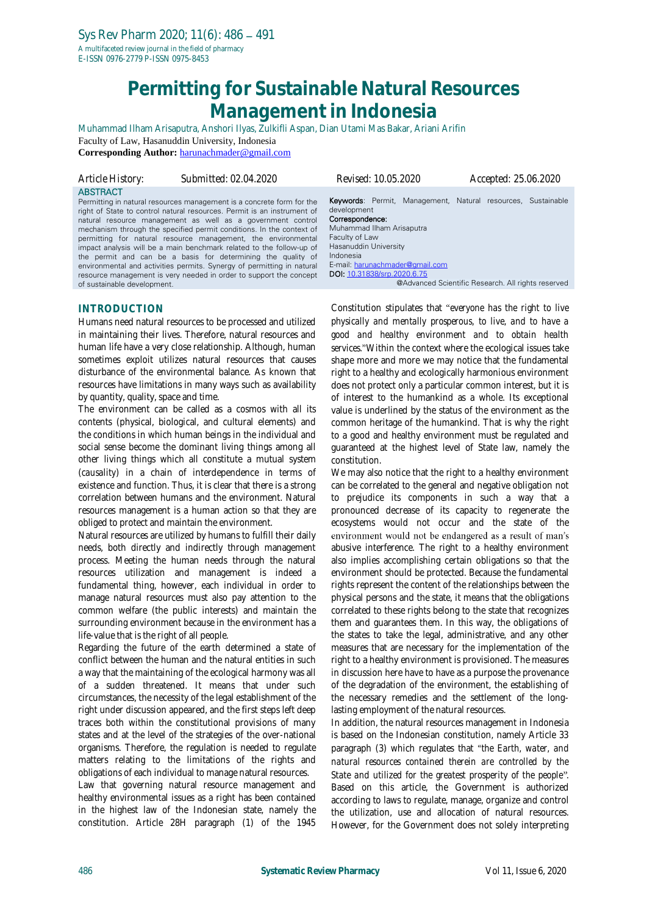# Permitting for Sustainable Natural Resources Management in Indonesia

Muhammad Ilham Arisaputra, Anshori Ilyas, Zulkifli Aspan, Dian Utami Mas Bakar, Ariani Arifin

Faculty of Law, Hasanuddin University, Indonesia

**Corresponding Author:** harunachmader@gmail.com

Article History: Submitted: 02.04.2020 Revised: 10.05.2020 Accepted: 25.06.2020

## ABSTRACT

Permitting in natural resources management is a concrete form for the right of State to control natural resources. Permit is an instrument of natural resource management as well as a government control mechanism through the specified permit conditions. In the context of permitting for natural resource management, the environmental impact analysis will be a main benchmark related to the follow-up of the permit and can be a basis for determining the quality of environmental and activities permits. Synergy of permitting in natural resource management is very needed in order to support the concept of sustainable development.

**Keywords**: Permit, Management, Natural resources, Sustainable development

**Correspondence:**
Muhammad Ilham Arisaputra
Faculty of Law
Hasanuddin University
Indonesia
E-mail: harunachmader@gmail.com
**DOI:** 10.31838/srp.2020.6.75

@Advanced Scientific Research. All rights reserved

## INTRODUCTION

Humans need natural resources to be processed and utilized in maintaining their lives. Therefore, natural resources and human life have a very close relationship. Although, human sometimes exploit utilizes natural resources that causes disturbance of the environmental balance. As known that resources have limitations in many ways such as availability by quantity, quality, space and time.

The environment can be called as a cosmos with all its contents (physical, biological, and cultural elements) and the conditions in which human beings in the individual and social sense become the dominant living things among all other living things which all constitute a mutual system (causality) in a chain of interdependence in terms of existence and function. Thus, it is clear that there is a strong correlation between humans and the environment. Natural resources management is a human action so that they are obliged to protect and maintain the environment.

Natural resources are utilized by humans to fulfill their daily needs, both directly and indirectly through management process. Meeting the human needs through the natural resources utilization and management is indeed a fundamental thing, however, each individual in order to manage natural resources must also pay attention to the common welfare (the public interests) and maintain the surrounding environment because in the environment has a life-value that is the right of all people.

Regarding the future of the earth determined a state of conflict between the human and the natural entities in such a way that the maintaining of the ecological harmony was all of a sudden threatened. It means that under such circumstances, the necessity of the legal establishment of the right under discussion appeared, and the first steps left deep traces both within the constitutional provisions of many states and at the level of the strategies of the over-national organisms. Therefore, the regulation is needed to regulate matters relating to the limitations of the rights and obligations of each individual to manage natural resources.

Law that governing natural resource management and healthy environmental issues as a right has been contained in the highest law of the Indonesian state, namely the constitution. Article 28H paragraph (1) of the 1945 Constitution stipulates that "*everyone has the right to live physically and mentally prosperous, to live, and to have a good and healthy environment and to obtain health services.*" Within the context where the ecological issues take shape more and more we may notice that the fundamental right to a healthy and ecologically harmonious environment does not protect only a particular common interest, but it is of interest to the humankind as a whole. Its exceptional value is underlined by the status of the environment as the common heritage of the humankind. That is why the right to a good and healthy environment must be regulated and guaranteed at the highest level of State law, namely the constitution.

We may also notice that the right to a healthy environment can be correlated to the general and negative obligation not to prejudice its components in such a way that a pronounced decrease of its capacity to regenerate the ecosystems would not occur and the state of the environment would not be endangered as a result of man's abusive interference. The right to a healthy environment also implies accomplishing certain obligations so that the environment should be protected. Because the fundamental rights represent the content of the relationships between the physical persons and the state, it means that the obligations correlated to these rights belong to the state that recognizes them and guarantees them. In this way, the obligations of the states to take the legal, administrative, and any other measures that are necessary for the implementation of the right to a healthy environment is provisioned. The measures in discussion here have to have as a purpose the provenance of the degradation of the environment, the establishing of the necessary remedies and the settlement of the long-lasting employment of the natural resources.

In addition, the natural resources management in Indonesia is based on the Indonesian constitution, namely Article 33 paragraph (3) which regulates that "*the Earth, water, and natural resources contained therein are controlled by the State and utilized for the greatest prosperity of the people*". Based on this article, the Government is authorized according to laws to regulate, manage, organize and control the utilization, use and allocation of natural resources. However, for the Government does not solely interpreting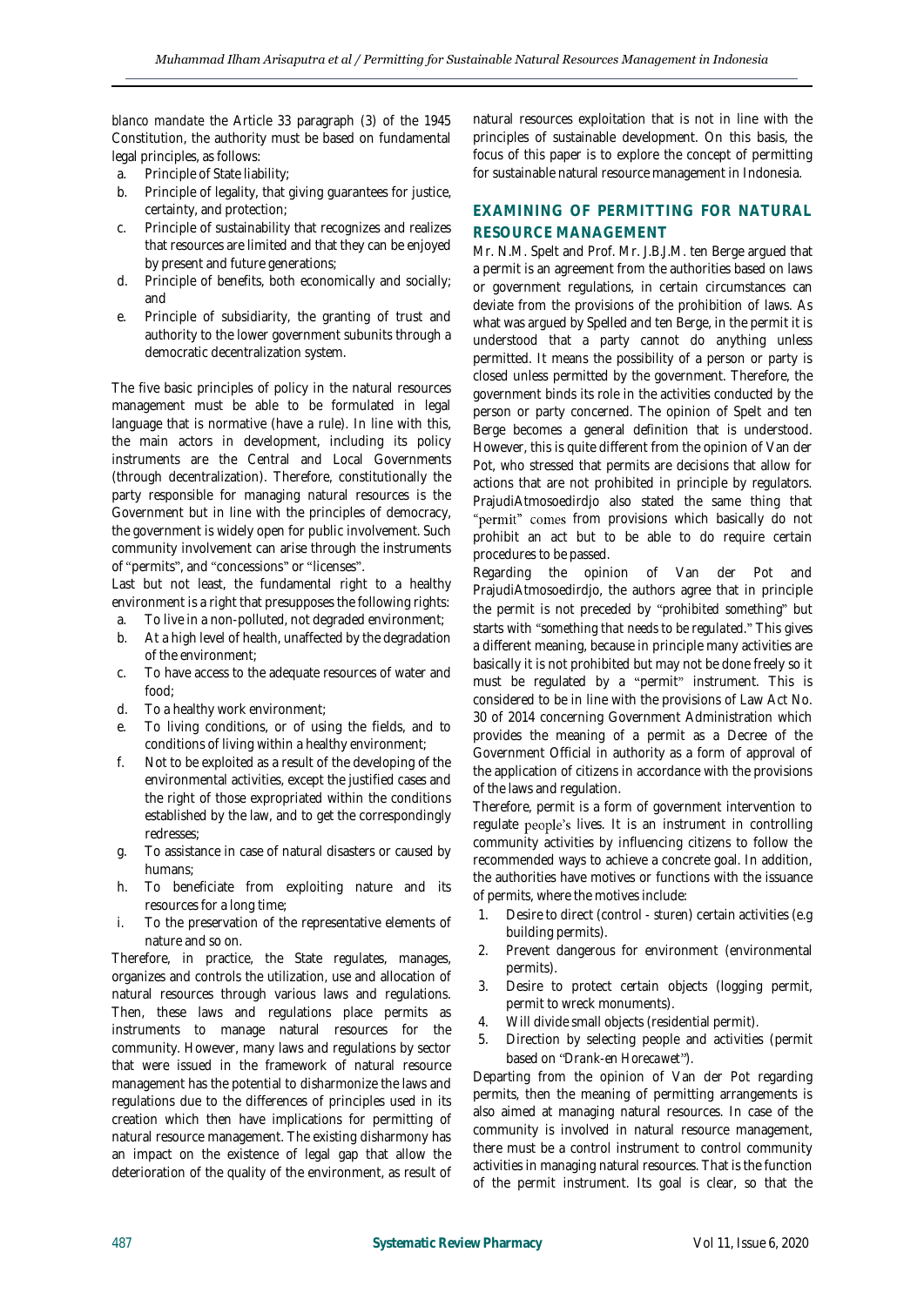*blanco mandate* the Article 33 paragraph (3) of the 1945 Constitution, the authority must be based on fundamental legal principles, as follows:

a. Principle of State liability;
b. Principle of legality, that giving guarantees for justice, certainty, and protection;
c. Principle of sustainability that recognizes and realizes that resources are limited and that they can be enjoyed by present and future generations;
d. Principle of benefits, both economically and socially; and
e. Principle of subsidiarity, the granting of trust and authority to the lower government subunits through a democratic decentralization system.

The five basic principles of policy in the natural resources management must be able to be formulated in legal language that is normative (have a rule). In line with this, the main actors in development, including its policy instruments are the Central and Local Governments (through decentralization). Therefore, constitutionally the party responsible for managing natural resources is the Government but in line with the principles of democracy, the government is widely open for public involvement. Such community involvement can arise through the instruments of "permits", and "concessions" or "licenses".

Last but not least, the fundamental right to a healthy environment is a right that presupposes the following rights:

a. To live in a non-polluted, not degraded environment;
b. At a high level of health, unaffected by the degradation of the environment;
c. To have access to the adequate resources of water and food;
d. To a healthy work environment;
e. To living conditions, or of using the fields, and to conditions of living within a healthy environment;
f. Not to be exploited as a result of the developing of the environmental activities, except the justified cases and the right of those expropriated within the conditions established by the law, and to get the correspondingly redresses;
g. To assistance in case of natural disasters or caused by humans;
h. To beneficiate from exploiting nature and its resources for a long time;
i. To the preservation of the representative elements of nature and so on.

Therefore, in practice, the State regulates, manages, organizes and controls the utilization, use and allocation of natural resources through various laws and regulations. Then, these laws and regulations place permits as instruments to manage natural resources for the community. However, many laws and regulations by sector that were issued in the framework of natural resource management has the potential to disharmonize the laws and regulations due to the differences of principles used in its creation which then have implications for permitting of natural resource management. The existing disharmony has an impact on the existence of legal gap that allow the deterioration of the quality of the environment, as result of natural resources exploitation that is not in line with the principles of sustainable development. On this basis, the focus of this paper is to explore the concept of permitting for sustainable natural resource management in Indonesia.

## EXAMINING OF PERMITTING FOR NATURAL RESOURCE MANAGEMENT

Mr. N.M. Spelt and Prof. Mr. J.B.J.M. ten Berge argued that a permit is an agreement from the authorities based on laws or government regulations, in certain circumstances can deviate from the provisions of the prohibition of laws. As what was argued by Spelled and ten Berge, in the permit it is understood that a party cannot do anything unless permitted. It means the possibility of a person or party is closed unless permitted by the government. Therefore, the government binds its role in the activities conducted by the person or party concerned. The opinion of Spelt and ten Berge becomes a general definition that is understood. However, this is quite different from the opinion of Van der Pot, who stressed that permits are decisions that allow for actions that are not prohibited in principle by regulators. PrajudiAtmosoedirdjo also stated the same thing that "permit" comes from provisions which basically do not prohibit an act but to be able to do require certain procedures to be passed.

Regarding the opinion of Van der Pot and PrajudiAtmosoedirdjo, the authors agree that in principle the permit is not preceded by "*prohibited something*" but starts with "*something that needs to be regulated.*" This gives a different meaning, because in principle many activities are basically it is not prohibited but may not be done freely so it must be regulated by a "permit" instrument. This is considered to be in line with the provisions of Law Act No. 30 of 2014 concerning Government Administration which provides the meaning of a permit as a Decree of the Government Official in authority as a form of approval of the application of citizens in accordance with the provisions of the laws and regulation.

Therefore, permit is a form of government intervention to regulate people's lives. It is an instrument in controlling community activities by influencing citizens to follow the recommended ways to achieve a concrete goal. In addition, the authorities have motives or functions with the issuance of permits, where the motives include:

1. Desire to direct (control - *sturen*) certain activities (e.g building permits).
2. Prevent dangerous for environment (environmental permits).
3. Desire to protect certain objects (logging permit, permit to wreck monuments).
4. Will divide small objects (residential permit).
5. Direction by selecting people and activities (permit based on "*Drank-en Horecawet*").

Departing from the opinion of Van der Pot regarding permits, then the meaning of permitting arrangements is also aimed at managing natural resources. In case of the community is involved in natural resource management, there must be a control instrument to control community activities in managing natural resources. That is the function of the permit instrument. Its goal is clear, so that the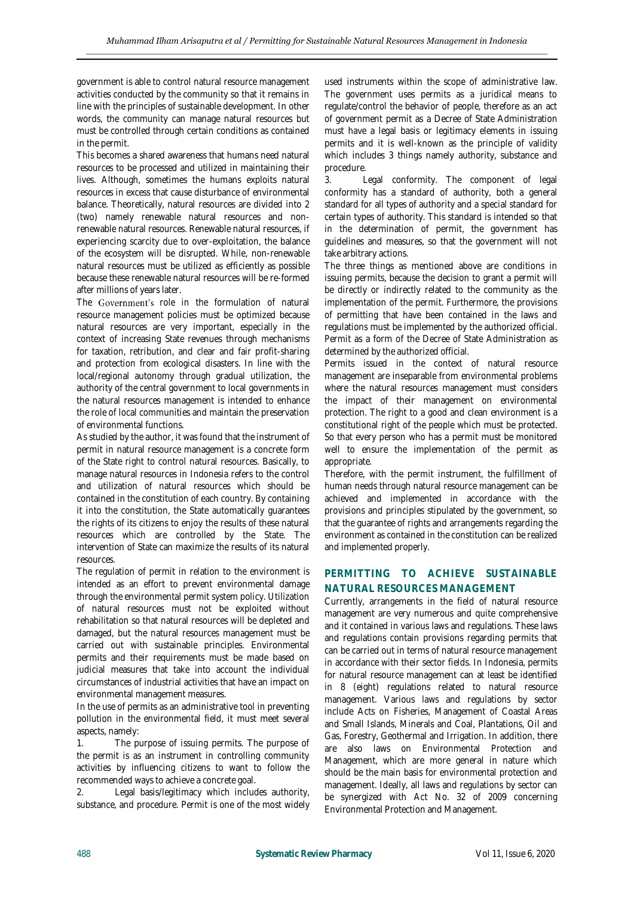government is able to control natural resource management activities conducted by the community so that it remains in line with the principles of sustainable development. In other words, the community can manage natural resources but must be controlled through certain conditions as contained in the permit.

This becomes a shared awareness that humans need natural resources to be processed and utilized in maintaining their lives. Although, sometimes the humans exploits natural resources in excess that cause disturbance of environmental balance. Theoretically, natural resources are divided into 2 (two) namely renewable natural resources and non-renewable natural resources. Renewable natural resources, if experiencing scarcity due to over-exploitation, the balance of the ecosystem will be disrupted. While, non-renewable natural resources must be utilized as efficiently as possible because these renewable natural resources will be re-formed after millions of years later.

The Government's role in the formulation of natural resource management policies must be optimized because natural resources are very important, especially in the context of increasing State revenues through mechanisms for taxation, retribution, and clear and fair profit-sharing and protection from ecological disasters. In line with the local/regional autonomy through gradual utilization, the authority of the central government to local governments in the natural resources management is intended to enhance the role of local communities and maintain the preservation of environmental functions.

As studied by the author, it was found that the instrument of permit in natural resource management is a concrete form of the State right to control natural resources. Basically, to manage natural resources in Indonesia refers to the control and utilization of natural resources which should be contained in the constitution of each country. By containing it into the constitution, the State automatically guarantees the rights of its citizens to enjoy the results of these natural resources which are controlled by the State. The intervention of State can maximize the results of its natural resources.

The regulation of permit in relation to the environment is intended as an effort to prevent environmental damage through the environmental permit system policy. Utilization of natural resources must not be exploited without rehabilitation so that natural resources will be depleted and damaged, but the natural resources management must be carried out with sustainable principles. Environmental permits and their requirements must be made based on judicial measures that take into account the individual circumstances of industrial activities that have an impact on environmental management measures.

In the use of permits as an administrative tool in preventing pollution in the environmental field, it must meet several aspects, namely:

1. The purpose of issuing permits. The purpose of the permit is as an instrument in controlling community activities by influencing citizens to want to follow the recommended ways to achieve a concrete goal.
2. Legal basis/legitimacy which includes authority, substance, and procedure. Permit is one of the most widely used instruments within the scope of administrative law. The government uses permits as a juridical means to regulate/control the behavior of people, therefore as an act of government permit as a Decree of State Administration must have a legal basis or legitimacy elements in issuing permits and it is well-known as the principle of validity which includes 3 things namely authority, substance and procedure.
3. Legal conformity. The component of legal conformity has a standard of authority, both a general standard for all types of authority and a special standard for certain types of authority. This standard is intended so that in the determination of permit, the government has guidelines and measures, so that the government will not take arbitrary actions.

The three things as mentioned above are conditions in issuing permits, because the decision to grant a permit will be directly or indirectly related to the community as the implementation of the permit. Furthermore, the provisions of permitting that have been contained in the laws and regulations must be implemented by the authorized official. Permit as a form of the Decree of State Administration as determined by the authorized official.

Permits issued in the context of natural resource management are inseparable from environmental problems where the natural resources management must considers the impact of their management on environmental protection. The right to a good and clean environment is a constitutional right of the people which must be protected. So that every person who has a permit must be monitored well to ensure the implementation of the permit as appropriate.

Therefore, with the permit instrument, the fulfillment of human needs through natural resource management can be achieved and implemented in accordance with the provisions and principles stipulated by the government, so that the guarantee of rights and arrangements regarding the environment as contained in the constitution can be realized and implemented properly.

## PERMITTING TO ACHIEVE SUSTAINABLE NATURAL RESOURCES MANAGEMENT

Currently, arrangements in the field of natural resource management are very numerous and quite comprehensive and it contained in various laws and regulations. These laws and regulations contain provisions regarding permits that can be carried out in terms of natural resource management in accordance with their sector fields. In Indonesia, permits for natural resource management can at least be identified in 8 (eight) regulations related to natural resource management. Various laws and regulations by sector include Acts on Fisheries, Management of Coastal Areas and Small Islands, Minerals and Coal, Plantations, Oil and Gas, Forestry, Geothermal and Irrigation. In addition, there are also laws on Environmental Protection and Management, which are more general in nature which should be the main basis for environmental protection and management. Ideally, all laws and regulations by sector can be synergized with Act No. 32 of 2009 concerning Environmental Protection and Management.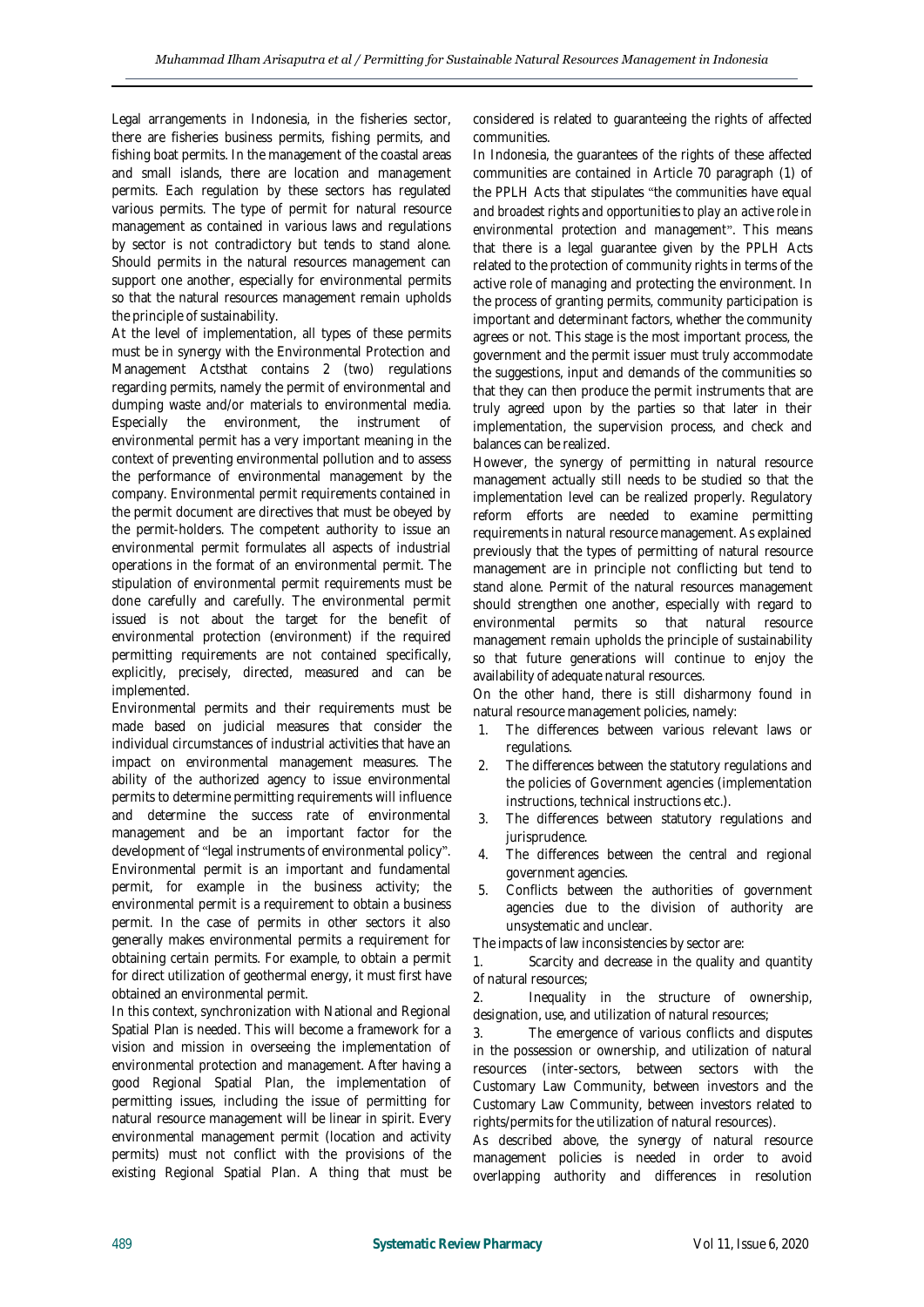Legal arrangements in Indonesia, in the fisheries sector, there are fisheries business permits, fishing permits, and fishing boat permits. In the management of the coastal areas and small islands, there are location and management permits. Each regulation by these sectors has regulated various permits. The type of permit for natural resource management as contained in various laws and regulations by sector is not contradictory but tends to stand alone. Should permits in the natural resources management can support one another, especially for environmental permits so that the natural resources management remain upholds the principle of sustainability.

At the level of implementation, all types of these permits must be in synergy with the Environmental Protection and Management Actsthat contains 2 (two) regulations regarding permits, namely the permit of environmental and dumping waste and/or materials to environmental media. Especially the environment, the instrument of environmental permit has a very important meaning in the context of preventing environmental pollution and to assess the performance of environmental management by the company. Environmental permit requirements contained in the permit document are directives that must be obeyed by the permit-holders. The competent authority to issue an environmental permit formulates all aspects of industrial operations in the format of an environmental permit. The stipulation of environmental permit requirements must be done carefully and carefully. The environmental permit issued is not about the target for the benefit of environmental protection (environment) if the required permitting requirements are not contained specifically, explicitly, precisely, directed, measured and can be implemented.

Environmental permits and their requirements must be made based on judicial measures that consider the individual circumstances of industrial activities that have an impact on environmental management measures. The ability of the authorized agency to issue environmental permits to determine permitting requirements will influence and determine the success rate of environmental management and be an important factor for the development of "legal instruments of environmental policy". Environmental permit is an important and fundamental permit, for example in the business activity; the environmental permit is a requirement to obtain a business permit. In the case of permits in other sectors it also generally makes environmental permits a requirement for obtaining certain permits. For example, to obtain a permit for direct utilization of geothermal energy, it must first have obtained an environmental permit.

In this context, synchronization with National and Regional Spatial Plan is needed. This will become a framework for a vision and mission in overseeing the implementation of environmental protection and management. After having a good Regional Spatial Plan, the implementation of permitting issues, including the issue of permitting for natural resource management will be linear in spirit. Every environmental management permit (location and activity permits) must not conflict with the provisions of the existing Regional Spatial Plan. A thing that must be considered is related to guaranteeing the rights of affected communities.

In Indonesia, the guarantees of the rights of these affected communities are contained in Article 70 paragraph (1) of the PPLH Acts that stipulates "*the communities have equal and broadest rights and opportunities to play an active role in environmental protection and management*". This means that there is a legal guarantee given by the PPLH Acts related to the protection of community rights in terms of the active role of managing and protecting the environment. In the process of granting permits, community participation is important and determinant factors, whether the community agrees or not. This stage is the most important process, the government and the permit issuer must truly accommodate the suggestions, input and demands of the communities so that they can then produce the permit instruments that are truly agreed upon by the parties so that later in their implementation, the supervision process, and check and balances can be realized.

However, the synergy of permitting in natural resource management actually still needs to be studied so that the implementation level can be realized properly. Regulatory reform efforts are needed to examine permitting requirements in natural resource management. As explained previously that the types of permitting of natural resource management are in principle not conflicting but tend to stand alone. Permit of the natural resources management should strengthen one another, especially with regard to environmental permits so that natural resource management remain upholds the principle of sustainability so that future generations will continue to enjoy the availability of adequate natural resources.

On the other hand, there is still disharmony found in natural resource management policies, namely:

1. The differences between various relevant laws or regulations.
2. The differences between the statutory regulations and the policies of Government agencies (implementation instructions, technical instructions etc.).
3. The differences between statutory regulations and jurisprudence.
4. The differences between the central and regional government agencies.
5. Conflicts between the authorities of government agencies due to the division of authority are unsystematic and unclear.

The impacts of law inconsistencies by sector are:

1. Scarcity and decrease in the quality and quantity of natural resources;
2. Inequality in the structure of ownership, designation, use, and utilization of natural resources;
3. The emergence of various conflicts and disputes in the possession or ownership, and utilization of natural resources (inter-sectors, between sectors with the Customary Law Community, between investors and the Customary Law Community, between investors related to rights/permits for the utilization of natural resources).

As described above, the synergy of natural resource management policies is needed in order to avoid overlapping authority and differences in resolution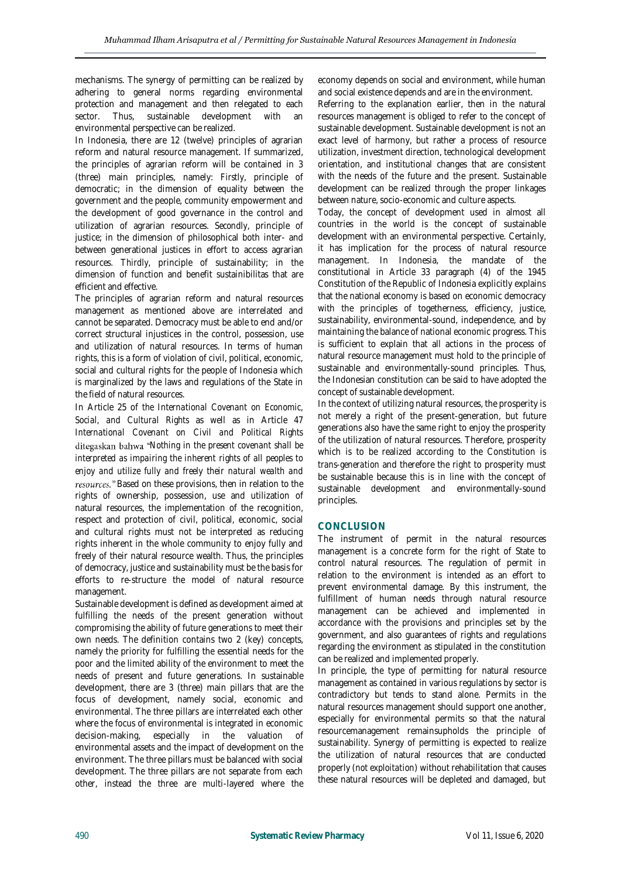mechanisms. The synergy of permitting can be realized by adhering to general norms regarding environmental protection and management and then relegated to each sector. Thus, sustainable development with an environmental perspective can be realized.

In Indonesia, there are 12 (twelve) principles of agrarian reform and natural resource management. If summarized, the principles of agrarian reform will be contained in 3 (three) main principles, namely: *Firstly*, principle of democratic; in the dimension of equality between the government and the people, community empowerment and the development of good governance in the control and utilization of agrarian resources. *Secondly*, principle of justice; in the dimension of philosophical both inter- and between generational justices in effort to access agrarian resources. *Thirdly*, principle of sustainability; in the dimension of function and benefit sustainibilitas that are efficient and effective.

The principles of agrarian reform and natural resources management as mentioned above are interrelated and cannot be separated. Democracy must be able to end and/or correct structural injustices in the control, possession, use and utilization of natural resources. In terms of human rights, this is a form of violation of civil, political, economic, social and cultural rights for the people of Indonesia which is marginalized by the laws and regulations of the State in the field of natural resources.

In Article 25 of the *International Covenant on Economic, Social, and Cultural Rights* as well as in Article 47 *International Covenant on Civil and Political Rights* ditegaskan bahwa *"Nothing in the present covenant shall be interpreted as impairing the inherent rights of all peoples to enjoy and utilize fully and freely their natural wealth and resources."* Based on these provisions, then in relation to the rights of ownership, possession, use and utilization of natural resources, the implementation of the recognition, respect and protection of civil, political, economic, social and cultural rights must not be interpreted as reducing rights inherent in the whole community to enjoy fully and freely of their natural resource wealth. Thus, the principles of democracy, justice and sustainability must be the basis for efforts to re-structure the model of natural resource management.

Sustainable development is defined as development aimed at fulfilling the needs of the present generation without compromising the ability of future generations to meet their own needs. The definition contains two 2 (key) concepts, namely the priority for fulfilling the essential needs for the poor and the limited ability of the environment to meet the needs of present and future generations. In sustainable development, there are 3 (three) main pillars that are the focus of development, namely social, economic and environmental. The three pillars are interrelated each other where the focus of environmental is integrated in economic decision-making, especially in the valuation of environmental assets and the impact of development on the environment. The three pillars must be balanced with social development. The three pillars are not separate from each other, instead the three are multi-layered where the economy depends on social and environment, while human and social existence depends and are in the environment.

Referring to the explanation earlier, then in the natural resources management is obliged to refer to the concept of sustainable development. Sustainable development is not an exact level of harmony, but rather a process of resource utilization, investment direction, technological development orientation, and institutional changes that are consistent with the needs of the future and the present. Sustainable development can be realized through the proper linkages between nature, socio-economic and culture aspects.

Today, the concept of development used in almost all countries in the world is the concept of sustainable development with an environmental perspective. Certainly, it has implication for the process of natural resource management. In Indonesia, the mandate of the constitutional in Article 33 paragraph (4) of the 1945 Constitution of the Republic of Indonesia explicitly explains that the national economy is based on economic democracy with the principles of togetherness, efficiency, justice, sustainability, environmental-sound, independence, and by maintaining the balance of national economic progress. This is sufficient to explain that all actions in the process of natural resource management must hold to the principle of sustainable and environmentally-sound principles. Thus, the Indonesian constitution can be said to have adopted the concept of sustainable development.

In the context of utilizing natural resources, the prosperity is not merely a right of the present-generation, but future generations also have the same right to enjoy the prosperity of the utilization of natural resources. Therefore, prosperity which is to be realized according to the Constitution is *trans-generation* and therefore the right to prosperity must be sustainable because this is in line with the concept of sustainable development and environmentally-sound principles.

## CONCLUSION

The instrument of permit in the natural resources management is a concrete form for the right of State to control natural resources. The regulation of permit in relation to the environment is intended as an effort to prevent environmental damage. By this instrument, the fulfillment of human needs through natural resource management can be achieved and implemented in accordance with the provisions and principles set by the government, and also guarantees of rights and regulations regarding the environment as stipulated in the constitution can be realized and implemented properly.

In principle, the type of permitting for natural resource management as contained in various regulations by sector is contradictory but tends to stand alone. Permits in the natural resources management should support one another, especially for environmental permits so that the natural resourcemanagement remainsupholds the principle of sustainability. Synergy of permitting is expected to realize the utilization of natural resources that are conducted properly (not exploitation) without rehabilitation that causes these natural resources will be depleted and damaged, but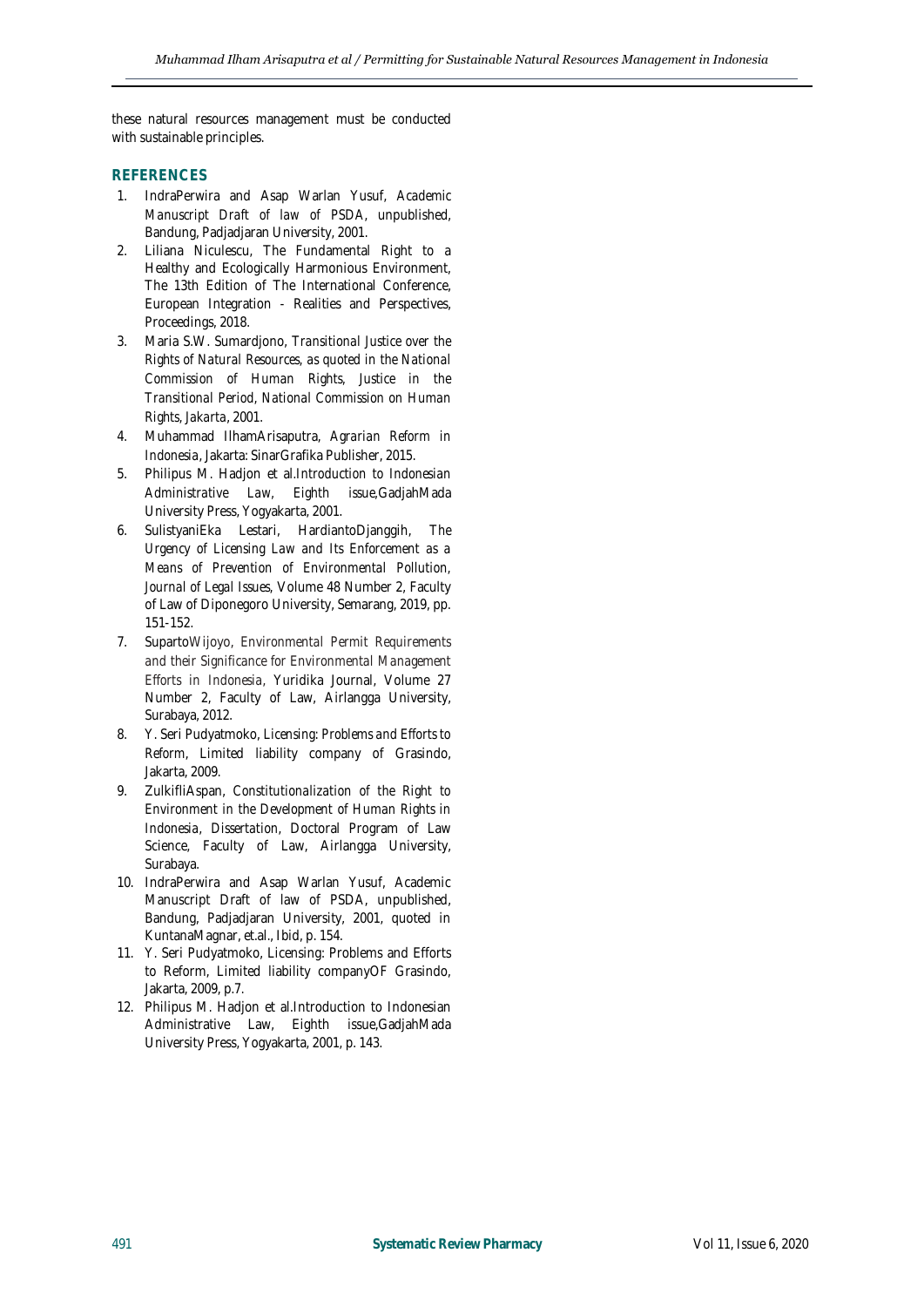these natural resources management must be conducted with sustainable principles.

## REFERENCES

1. IndraPerwira and Asap Warlan Yusuf, *Academic Manuscript Draft of law of PSDA*, unpublished, Bandung, Padjadjaran University, 2001.
2. Liliana Niculescu, The Fundamental Right to a Healthy and Ecologically Harmonious Environment, The 13th Edition of The International Conference, European Integration - Realities and Perspectives, Proceedings, 2018.
3. Maria S.W. Sumardjono, *Transitional Justice over the Rights of Natural Resources, as quoted in the National Commission of Human Rights, Justice in the Transitional Period, National Commission on Human Rights, Jakarta*, 2001.
4. Muhammad IlhamArisaputra, *Agrarian Reform in Indonesia*, Jakarta: SinarGrafika Publisher, 2015.
5. Philipus M. Hadjon et al.*Introduction to Indonesian Administrative Law*, Eighth issue,GadjahMada University Press, Yogyakarta, 2001.
6. SulistyaniEka Lestari, HardiantoDjanggih, *The Urgency of Licensing Law and Its Enforcement as a Means of Prevention of Environmental Pollution, Journal of Legal Issues*, Volume 48 Number 2, Faculty of Law of Diponegoro University, Semarang, 2019, pp. 151-152.
7. SupartoWijoyo, *Environmental Permit Requirements and their Significance for Environmental Management Efforts in Indonesia*, Yuridika Journal, Volume 27 Number 2, Faculty of Law, Airlangga University, Surabaya, 2012.
8. Y. Seri Pudyatmoko, *Licensing: Problems and Efforts to Reform*, Limited liability company of Grasindo, Jakarta, 2009.
9. ZulkifliAspan, *Constitutionalization of the Right to Environment in the Development of Human Rights in Indonesia*, Dissertation, Doctoral Program of Law Science, Faculty of Law, Airlangga University, Surabaya.
10. IndraPerwira and Asap Warlan Yusuf, Academic Manuscript Draft of law of PSDA, unpublished, Bandung, Padjadjaran University, 2001, quoted in KuntanaMagnar, et.al., Ibid, p. 154.
11. Y. Seri Pudyatmoko, Licensing: Problems and Efforts to Reform, Limited liability companyOF Grasindo, Jakarta, 2009, p.7.
12. Philipus M. Hadjon et al.Introduction to Indonesian Administrative Law, Eighth issue,GadjahMada University Press, Yogyakarta, 2001, p. 143.